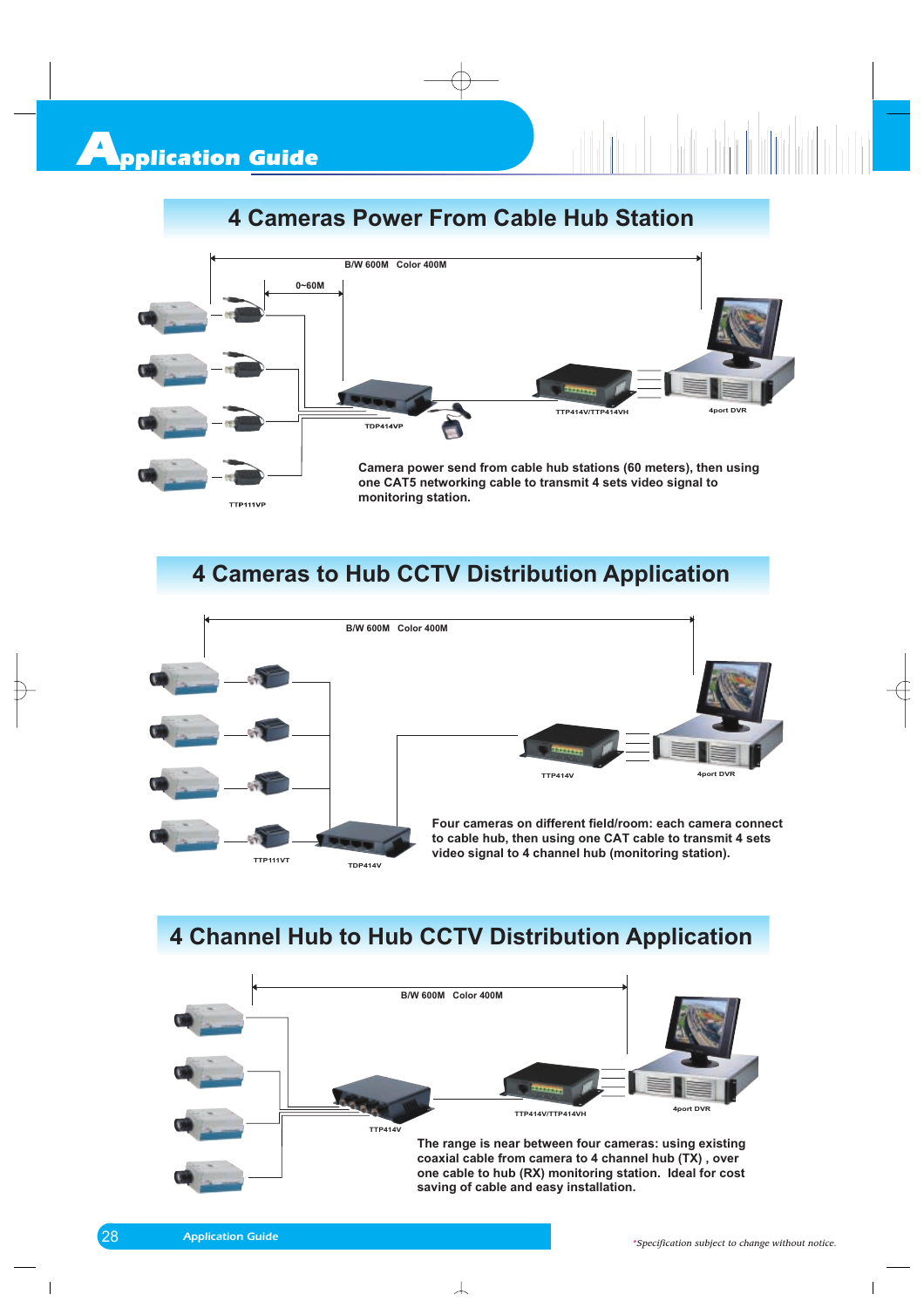# Application Guide

## 4 Cameras Power From Cable Hub Station

B/W 600M Color 400M

0~60M

TDP414VP

TTP414V/TTP414VH

4port DVR

TTP111VP

Camera power send from cable hub stations (60 meters), then using one CAT5 networking cable to transmit 4 sets video signal to monitoring station.

## 4 Cameras to Hub CCTV Distribution Application

B/W 600M Color 400M

TTP414V

4port DVR

TTP111VT

TDP414V

Four cameras on different field/room: each camera connect to cable hub, then using one CAT cable to transmit 4 sets video signal to 4 channel hub (monitoring station).

## 4 Channel Hub to Hub CCTV Distribution Application

B/W 600M Color 400M

TTP414V/TTP414VH

4port DVR

TTP414V

The range is near between four cameras: using existing coaxial cable from camera to 4 channel hub (TX) , over one cable to hub (RX) monitoring station. Ideal for cost saving of cable and easy installation.

*Specification subject to change without notice.*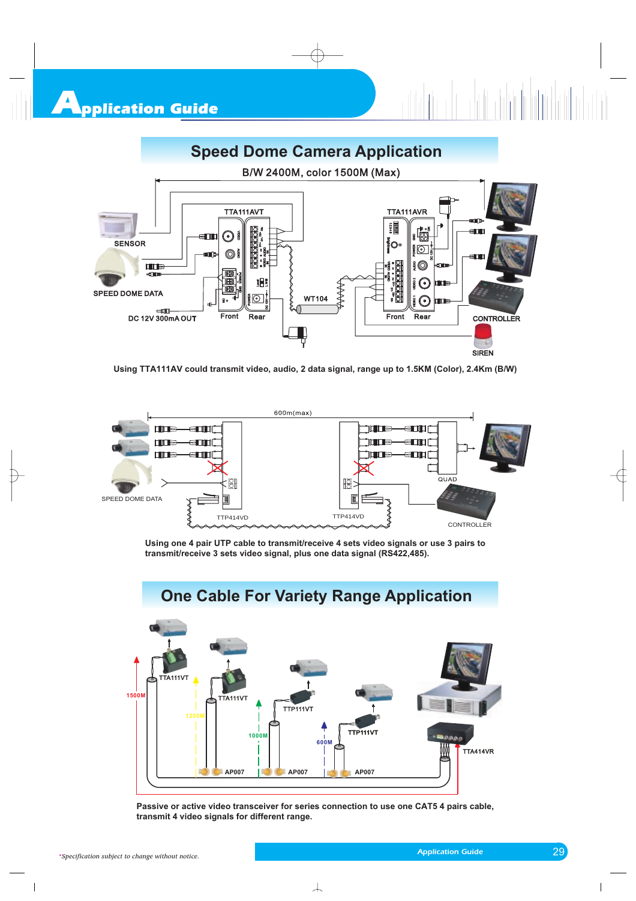# Application Guide

## Speed Dome Camera Application

B/W 2400M, color 1500M (Max)

SENSOR

SPEED DOME DATA

DC 12V 300mA OUT

TTA111AVT

Front Rear

WT104

TTA111AVR

Front Rear

CONTROLLER

SIREN

**Using TTA111AV could transmit video, audio, 2 data signal, range up to 1.5KM (Color), 2.4Km (B/W)**

600m(max)

SPEED DOME DATA

TTP414VD

TTP414VD

QUAD

CONTROLLER

**Using one 4 pair UTP cable to transmit/receive 4 sets video signals or use 3 pairs to transmit/receive 3 sets video signal, plus one data signal (RS422,485).**

## One Cable For Variety Range Application

TTA111VT

TTA111VT

1500M

1200M

TTP111VT

1000M

TTP111VT

600M

TTA414VR

AP007

AP007

AP007

**Passive or active video transceiver for series connection to use one CAT5 4 pairs cable, transmit 4 video signals for different range.**

*Specification subject to change without notice.*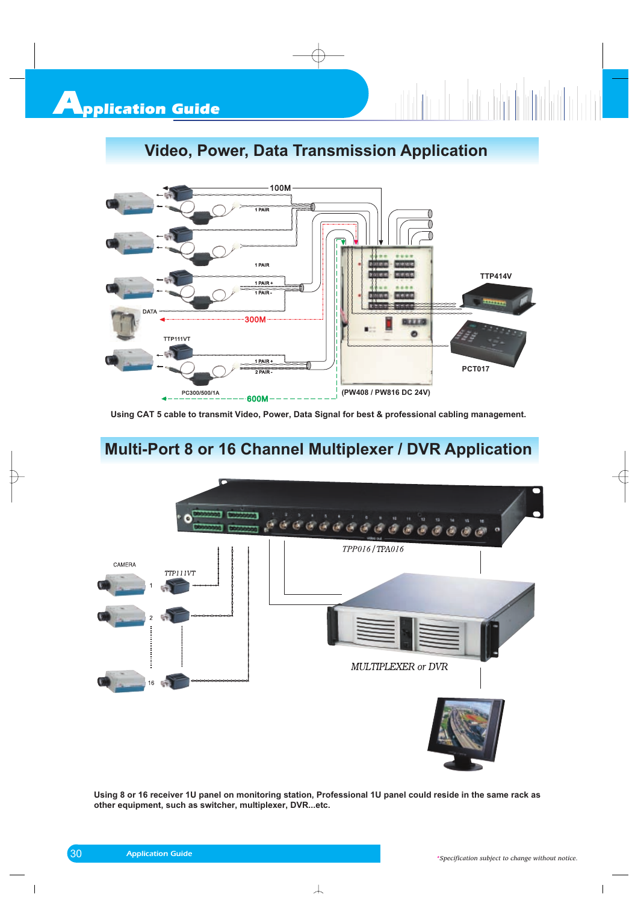# Application Guide

## Video, Power, Data Transmission Application

100M

1 PAIR

1 PAIR

1 PAIR +

1 PAIR -

DATA

300M

TTP414V

TTP111VT

1 PAIR +

2 PAIR -

PCT017

PC300/500/1A

600M

(PW408 / PW816 DC 24V)

**Using CAT 5 cable to transmit Video, Power, Data Signal for best & professional cabling management.**

## Multi-Port 8 or 16 Channel Multiplexer / DVR Application

*TPP016 / TPA016*

CAMERA

*TTP111VT*

1

2

16

*MULTIPLEXER or DVR*

**Using 8 or 16 receiver 1U panel on monitoring station, Professional 1U panel could reside in the same rack as other equipment, such as switcher, multiplexer, DVR...etc.**

*Specification subject to change without notice.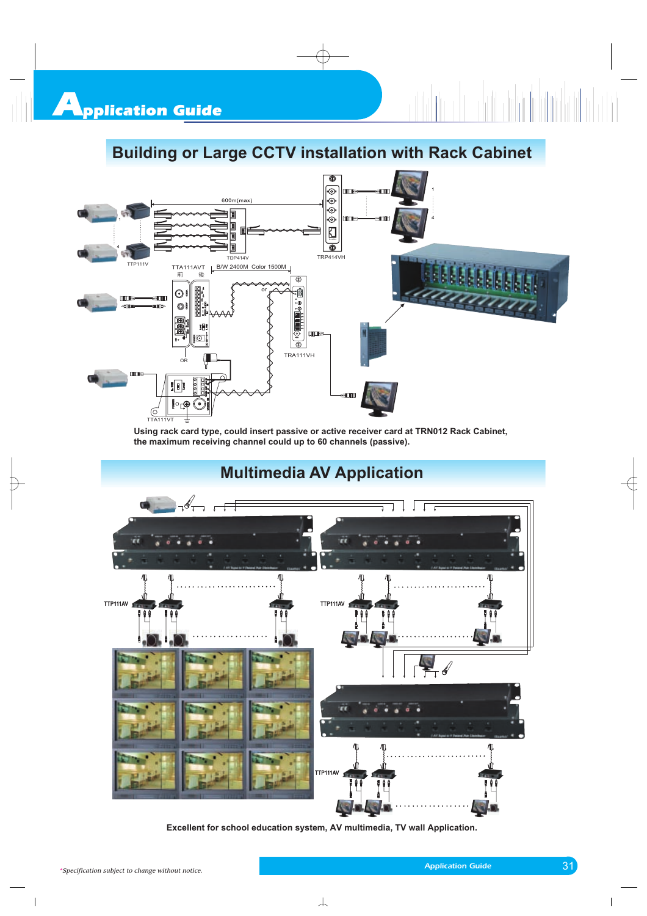# Application Guide

## Building or Large CCTV installation with Rack Cabinet

Using rack card type, could insert passive or active receiver card at TRN012 Rack Cabinet, the maximum receiving channel could up to 60 channels (passive).

## Multimedia AV Application

Excellent for school education system, AV multimedia, TV wall Application.

*Specification subject to change without notice.*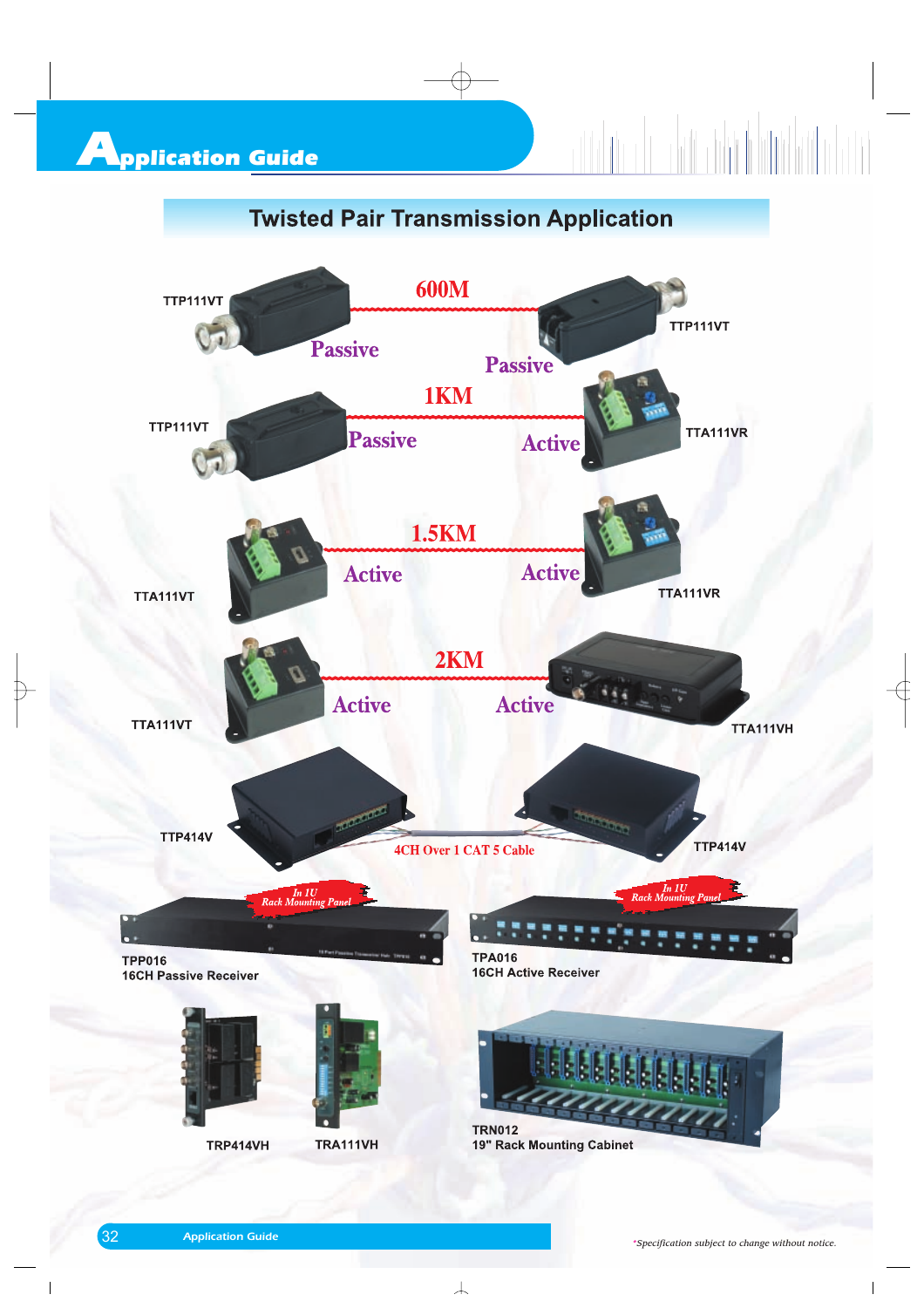# Application Guide

## Twisted Pair Transmission Application

TTP111VT

600M

TTP111VT

Passive

Passive

TTP111VT

1KM

TTA111VR

Passive

Active

1.5KM

TTA111VT

Active

Active

TTA111VR

2KM

TTA111VT

Active

Active

TTA111VH

TTP414V

4CH Over 1 CAT 5 Cable

TTP414V

In 1U Rack Mounting Panel

In 1U Rack Mounting Panel

TPP016
16CH Passive Receiver

TPA016
16CH Active Receiver

TRP414VH

TRA111VH

TRN012
19" Rack Mounting Cabinet

*Specification subject to change without notice.